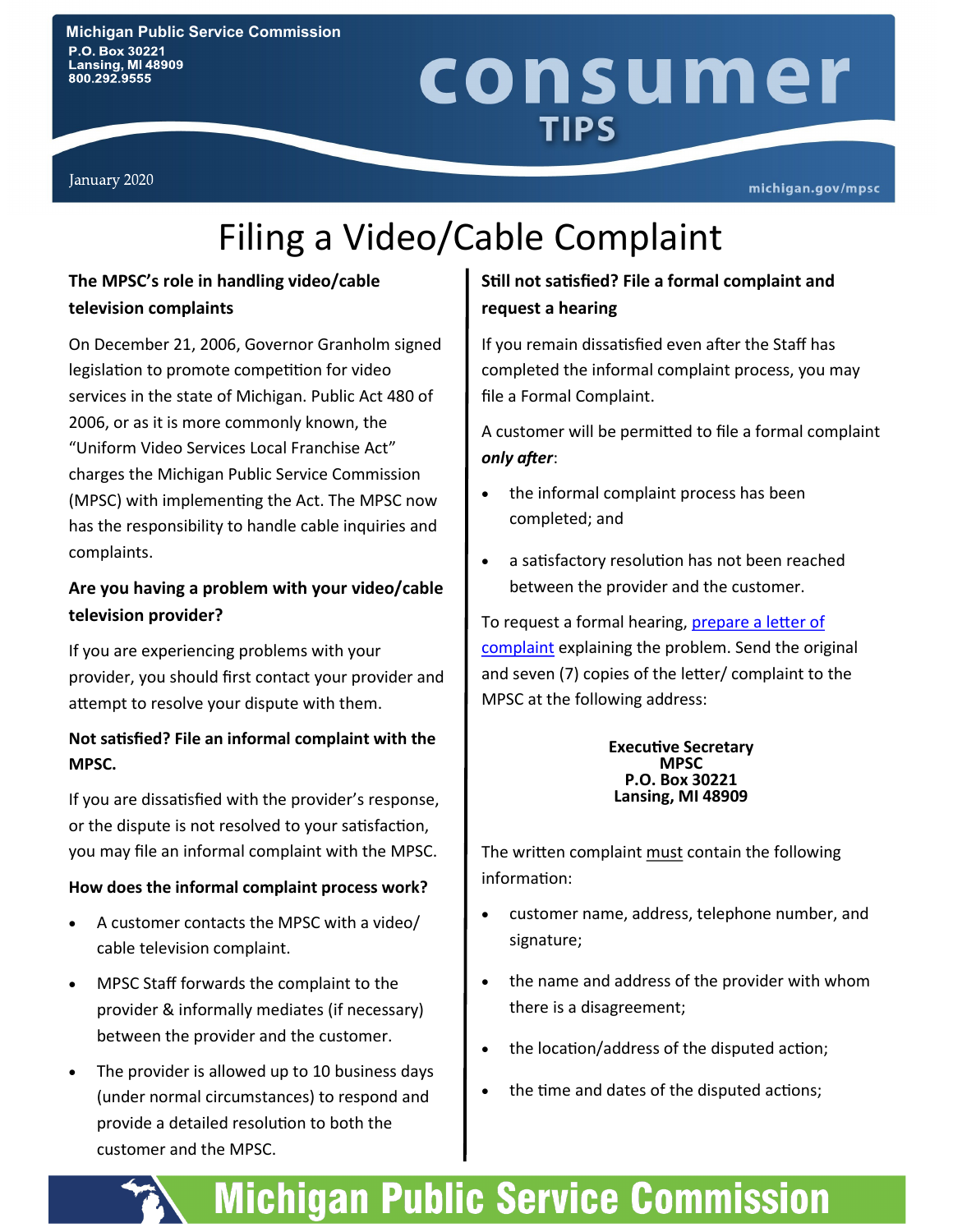Michigan Public Service Commission
P.O. Box 30221
Lansing, MI 48909
800.292.9555

# consumer TIPS

January 2020

michigan.gov/mpsc

# Filing a Video/Cable Complaint

### The MPSC's role in handling video/cable television complaints

On December 21, 2006, Governor Granholm signed legislation to promote competition for video services in the state of Michigan. Public Act 480 of 2006, or as it is more commonly known, the "Uniform Video Services Local Franchise Act" charges the Michigan Public Service Commission (MPSC) with implementing the Act. The MPSC now has the responsibility to handle cable inquiries and complaints.

### Are you having a problem with your video/cable television provider?

If you are experiencing problems with your provider, you should first contact your provider and attempt to resolve your dispute with them.

### Not satisfied? File an informal complaint with the MPSC.

If you are dissatisfied with the provider's response, or the dispute is not resolved to your satisfaction, you may file an informal complaint with the MPSC.

### How does the informal complaint process work?

- A customer contacts the MPSC with a video/ cable television complaint.
- MPSC Staff forwards the complaint to the provider & informally mediates (if necessary) between the provider and the customer.
- The provider is allowed up to 10 business days (under normal circumstances) to respond and provide a detailed resolution to both the customer and the MPSC.

### Still not satisfied? File a formal complaint and request a hearing

If you remain dissatisfied even after the Staff has completed the informal complaint process, you may file a Formal Complaint.

A customer will be permitted to file a formal complaint ***only after***:

- the informal complaint process has been completed; and
- a satisfactory resolution has not been reached between the provider and the customer.

To request a formal hearing, prepare a letter of complaint explaining the problem. Send the original and seven (7) copies of the letter/ complaint to the MPSC at the following address:

**Executive Secretary**
**MPSC**
**P.O. Box 30221**
**Lansing, MI 48909**

The written complaint must contain the following information:

- customer name, address, telephone number, and signature;
- the name and address of the provider with whom there is a disagreement;
- the location/address of the disputed action;
- the time and dates of the disputed actions;

Michigan Public Service Commission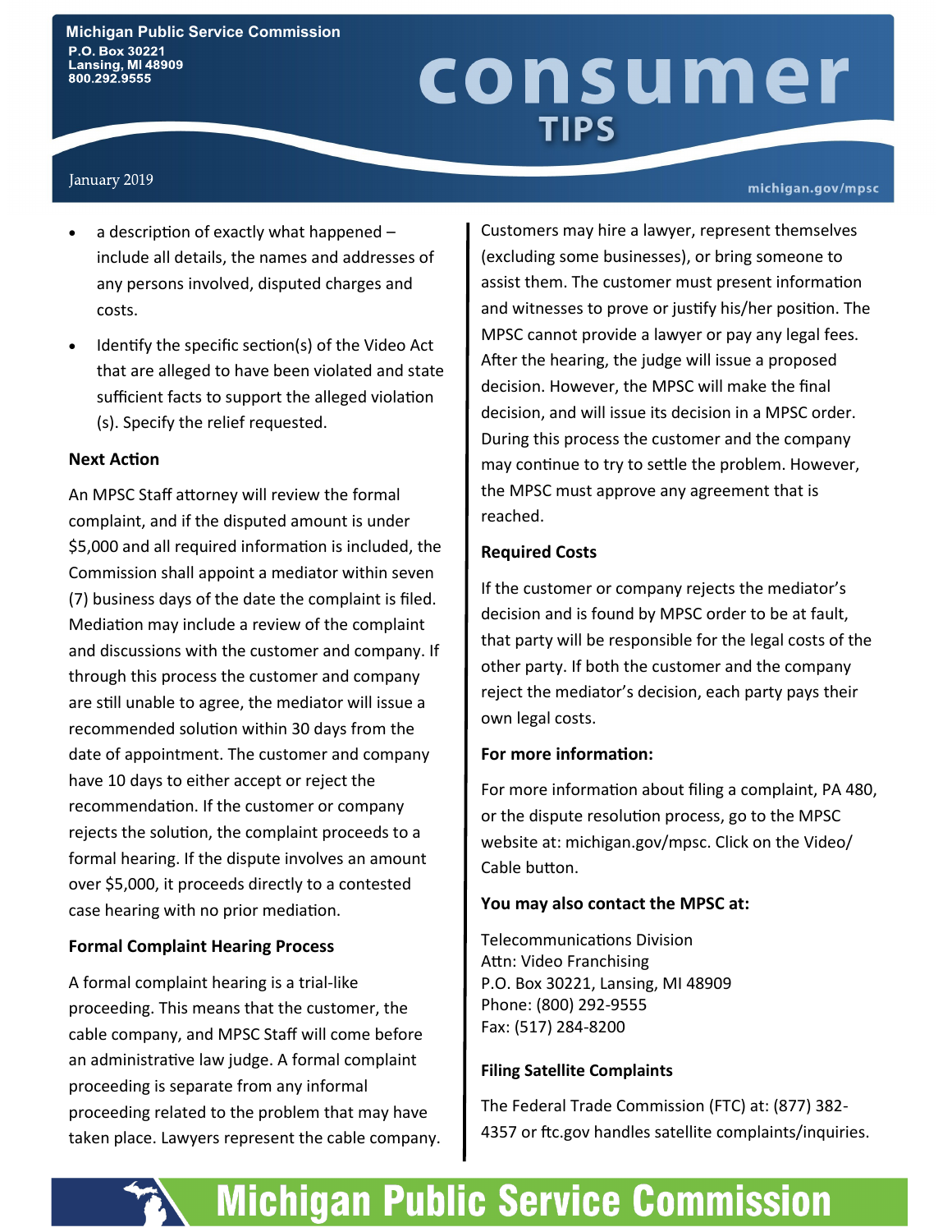- a description of exactly what happened – include all details, the names and addresses of any persons involved, disputed charges and costs.
- Identify the specific section(s) of the Video Act that are alleged to have been violated and state sufficient facts to support the alleged violation (s). Specify the relief requested.

**Next Action**

An MPSC Staff attorney will review the formal complaint, and if the disputed amount is under $5,000 and all required information is included, the Commission shall appoint a mediator within seven (7) business days of the date the complaint is filed. Mediation may include a review of the complaint and discussions with the customer and company. If through this process the customer and company are still unable to agree, the mediator will issue a recommended solution within 30 days from the date of appointment. The customer and company have 10 days to either accept or reject the recommendation. If the customer or company rejects the solution, the complaint proceeds to a formal hearing. If the dispute involves an amount over $5,000, it proceeds directly to a contested case hearing with no prior mediation.

**Formal Complaint Hearing Process**

A formal complaint hearing is a trial-like proceeding. This means that the customer, the cable company, and MPSC Staff will come before an administrative law judge. A formal complaint proceeding is separate from any informal proceeding related to the problem that may have taken place. Lawyers represent the cable company. Customers may hire a lawyer, represent themselves (excluding some businesses), or bring someone to assist them. The customer must present information and witnesses to prove or justify his/her position. The MPSC cannot provide a lawyer or pay any legal fees. After the hearing, the judge will issue a proposed decision. However, the MPSC will make the final decision, and will issue its decision in a MPSC order. During this process the customer and the company may continue to try to settle the problem. However, the MPSC must approve any agreement that is reached.

**Required Costs**

If the customer or company rejects the mediator's decision and is found by MPSC order to be at fault, that party will be responsible for the legal costs of the other party. If both the customer and the company reject the mediator's decision, each party pays their own legal costs.

**For more information:**

For more information about filing a complaint, PA 480, or the dispute resolution process, go to the MPSC website at: michigan.gov/mpsc. Click on the Video/ Cable button.

**You may also contact the MPSC at:**

Telecommunications Division
Attn: Video Franchising
P.O. Box 30221, Lansing, MI 48909
Phone: (800) 292-9555
Fax: (517) 284-8200

**Filing Satellite Complaints**

The Federal Trade Commission (FTC) at: (877) 382-4357 or ftc.gov handles satellite complaints/inquiries.